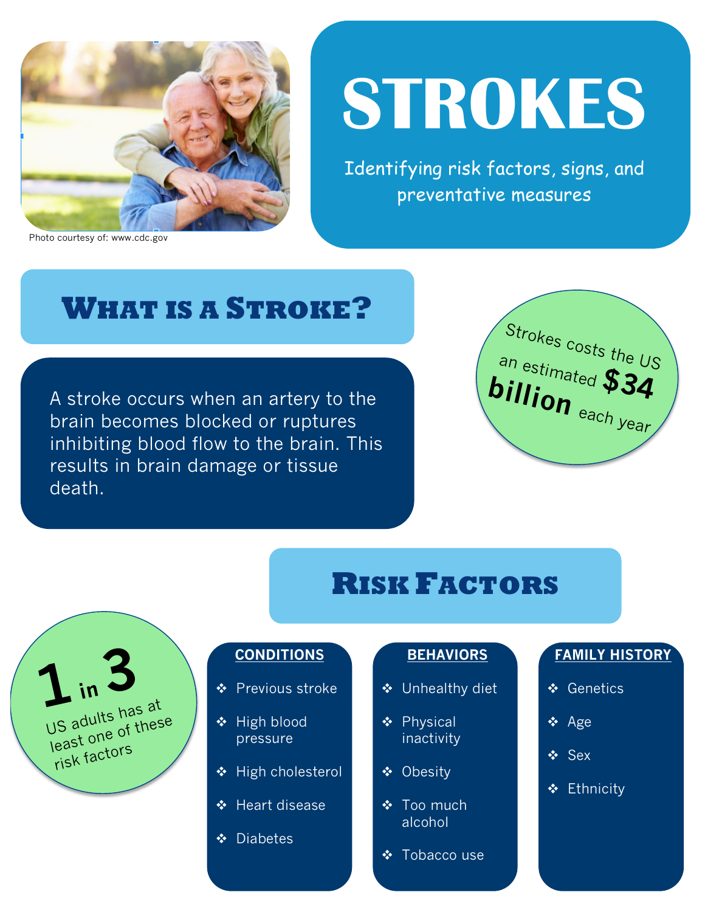Photo courtesy of: www.cdc.gov

# STROKES

Identifying risk factors, signs, and preventative measures

## What is a Stroke?

A stroke occurs when an artery to the brain becomes blocked or ruptures inhibiting blood flow to the brain. This results in brain damage or tissue death.

Strokes costs the US an estimated **$34 billion** each year

## Risk Factors

**1 in 3** US adults has at least one of these risk factors

**CONDITIONS**

- ❖ Previous stroke
- ❖ High blood pressure
- ❖ High cholesterol
- ❖ Heart disease
- ❖ Diabetes

**BEHAVIORS**

- ❖ Unhealthy diet
- ❖ Physical inactivity
- ❖ Obesity
- ❖ Too much alcohol
- ❖ Tobacco use

**FAMILY HISTORY**

- ❖ Genetics
- ❖ Age
- ❖ Sex
- ❖ Ethnicity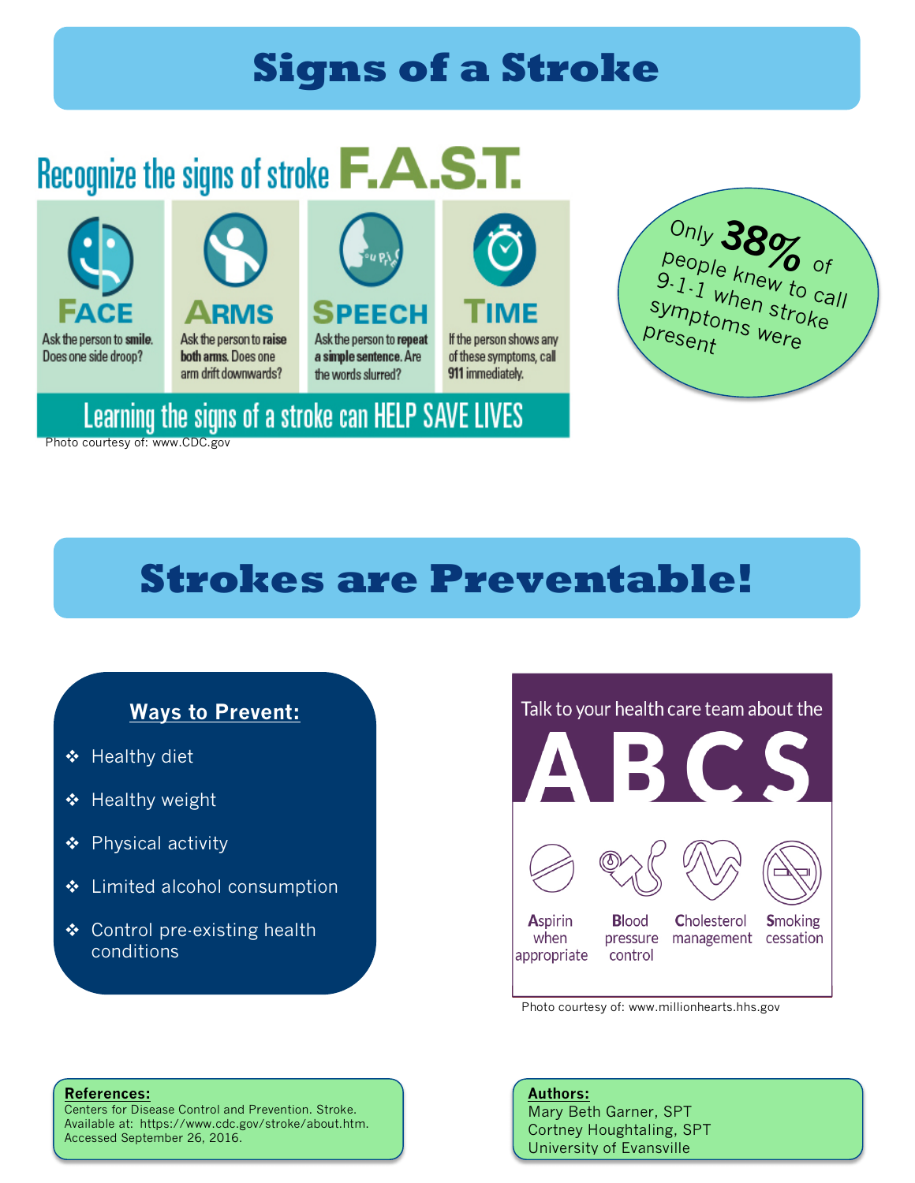# Signs of a Stroke

Recognize the signs of stroke **F.A.S.T.**

**FACE**
Ask the person to **smile**. Does one side droop?

**ARMS**
Ask the person to **raise both arms**. Does one arm drift downwards?

**SPEECH**
Ask the person to **repeat a simple sentence**. Are the words slurred?

**TIME**
If the person shows any of these symptoms, call **911** immediately.

Learning the signs of a stroke can HELP SAVE LIVES

Photo courtesy of: www.CDC.gov

Only **38%** of people knew to call 9-1-1 when stroke symptoms were present

# Strokes are Preventable!

**Ways to Prevent:**

- Healthy diet
- Healthy weight
- Physical activity
- Limited alcohol consumption
- Control pre-existing health conditions

Talk to your health care team about the **ABCS**

- **A**spirin when appropriate
- **B**lood pressure control
- **C**holesterol management
- **S**moking cessation

Photo courtesy of: www.millionhearts.hhs.gov

**References:**
Centers for Disease Control and Prevention. Stroke. Available at: https://www.cdc.gov/stroke/about.htm. Accessed September 26, 2016.

**Authors:**
Mary Beth Garner, SPT
Cortney Houghtaling, SPT
University of Evansville